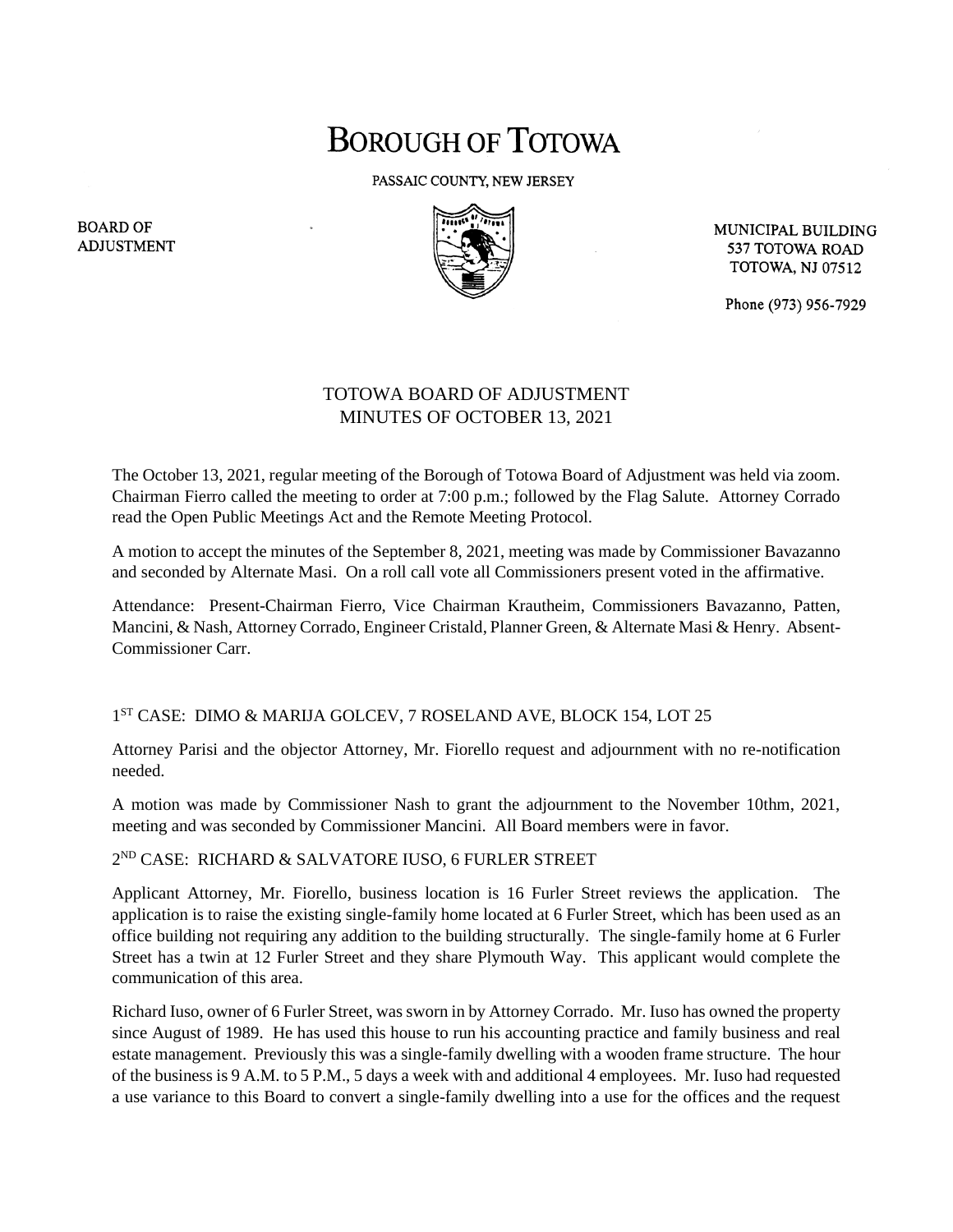# BOROUGH OF TOTOWA

PASSAIC COUNTY, NEW JERSEY

BOARD OF ADJUSTMENT

MUNICIPAL BUILDING
537 TOTOWA ROAD
TOTOWA, NJ 07512

Phone (973) 956-7929

## TOTOWA BOARD OF ADJUSTMENT
## MINUTES OF OCTOBER 13, 2021

The October 13, 2021, regular meeting of the Borough of Totowa Board of Adjustment was held via zoom. Chairman Fierro called the meeting to order at 7:00 p.m.; followed by the Flag Salute. Attorney Corrado read the Open Public Meetings Act and the Remote Meeting Protocol.

A motion to accept the minutes of the September 8, 2021, meeting was made by Commissioner Bavazanno and seconded by Alternate Masi. On a roll call vote all Commissioners present voted in the affirmative.

Attendance: Present-Chairman Fierro, Vice Chairman Krautheim, Commissioners Bavazanno, Patten, Mancini, & Nash, Attorney Corrado, Engineer Cristald, Planner Green, & Alternate Masi & Henry. Absent-Commissioner Carr.

1ST CASE: DIMO & MARIJA GOLCEV, 7 ROSELAND AVE, BLOCK 154, LOT 25

Attorney Parisi and the objector Attorney, Mr. Fiorello request and adjournment with no re-notification needed.

A motion was made by Commissioner Nash to grant the adjournment to the November 10thm, 2021, meeting and was seconded by Commissioner Mancini. All Board members were in favor.

2ND CASE: RICHARD & SALVATORE IUSO, 6 FURLER STREET

Applicant Attorney, Mr. Fiorello, business location is 16 Furler Street reviews the application. The application is to raise the existing single-family home located at 6 Furler Street, which has been used as an office building not requiring any addition to the building structurally. The single-family home at 6 Furler Street has a twin at 12 Furler Street and they share Plymouth Way. This applicant would complete the communication of this area.

Richard Iuso, owner of 6 Furler Street, was sworn in by Attorney Corrado. Mr. Iuso has owned the property since August of 1989. He has used this house to run his accounting practice and family business and real estate management. Previously this was a single-family dwelling with a wooden frame structure. The hour of the business is 9 A.M. to 5 P.M., 5 days a week with and additional 4 employees. Mr. Iuso had requested a use variance to this Board to convert a single-family dwelling into a use for the offices and the request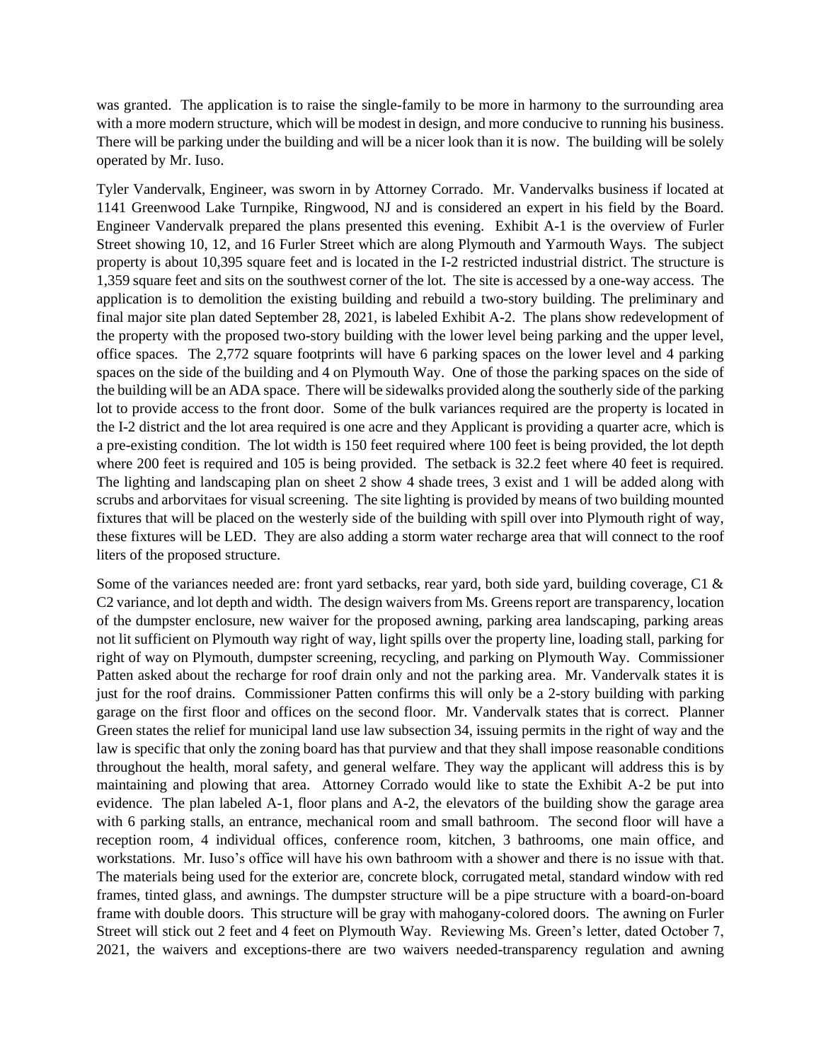was granted. The application is to raise the single-family to be more in harmony to the surrounding area with a more modern structure, which will be modest in design, and more conducive to running his business. There will be parking under the building and will be a nicer look than it is now. The building will be solely operated by Mr. Iuso.

Tyler Vandervalk, Engineer, was sworn in by Attorney Corrado. Mr. Vandervalks business if located at 1141 Greenwood Lake Turnpike, Ringwood, NJ and is considered an expert in his field by the Board. Engineer Vandervalk prepared the plans presented this evening. Exhibit A-1 is the overview of Furler Street showing 10, 12, and 16 Furler Street which are along Plymouth and Yarmouth Ways. The subject property is about 10,395 square feet and is located in the I-2 restricted industrial district. The structure is 1,359 square feet and sits on the southwest corner of the lot. The site is accessed by a one-way access. The application is to demolition the existing building and rebuild a two-story building. The preliminary and final major site plan dated September 28, 2021, is labeled Exhibit A-2. The plans show redevelopment of the property with the proposed two-story building with the lower level being parking and the upper level, office spaces. The 2,772 square footprints will have 6 parking spaces on the lower level and 4 parking spaces on the side of the building and 4 on Plymouth Way. One of those the parking spaces on the side of the building will be an ADA space. There will be sidewalks provided along the southerly side of the parking lot to provide access to the front door. Some of the bulk variances required are the property is located in the I-2 district and the lot area required is one acre and they Applicant is providing a quarter acre, which is a pre-existing condition. The lot width is 150 feet required where 100 feet is being provided, the lot depth where 200 feet is required and 105 is being provided. The setback is 32.2 feet where 40 feet is required. The lighting and landscaping plan on sheet 2 show 4 shade trees, 3 exist and 1 will be added along with scrubs and arborvitaes for visual screening. The site lighting is provided by means of two building mounted fixtures that will be placed on the westerly side of the building with spill over into Plymouth right of way, these fixtures will be LED. They are also adding a storm water recharge area that will connect to the roof liters of the proposed structure.

Some of the variances needed are: front yard setbacks, rear yard, both side yard, building coverage, C1 & C2 variance, and lot depth and width. The design waivers from Ms. Greens report are transparency, location of the dumpster enclosure, new waiver for the proposed awning, parking area landscaping, parking areas not lit sufficient on Plymouth way right of way, light spills over the property line, loading stall, parking for right of way on Plymouth, dumpster screening, recycling, and parking on Plymouth Way. Commissioner Patten asked about the recharge for roof drain only and not the parking area. Mr. Vandervalk states it is just for the roof drains. Commissioner Patten confirms this will only be a 2-story building with parking garage on the first floor and offices on the second floor. Mr. Vandervalk states that is correct. Planner Green states the relief for municipal land use law subsection 34, issuing permits in the right of way and the law is specific that only the zoning board has that purview and that they shall impose reasonable conditions throughout the health, moral safety, and general welfare. They way the applicant will address this is by maintaining and plowing that area. Attorney Corrado would like to state the Exhibit A-2 be put into evidence. The plan labeled A-1, floor plans and A-2, the elevators of the building show the garage area with 6 parking stalls, an entrance, mechanical room and small bathroom. The second floor will have a reception room, 4 individual offices, conference room, kitchen, 3 bathrooms, one main office, and workstations. Mr. Iuso's office will have his own bathroom with a shower and there is no issue with that. The materials being used for the exterior are, concrete block, corrugated metal, standard window with red frames, tinted glass, and awnings. The dumpster structure will be a pipe structure with a board-on-board frame with double doors. This structure will be gray with mahogany-colored doors. The awning on Furler Street will stick out 2 feet and 4 feet on Plymouth Way. Reviewing Ms. Green's letter, dated October 7, 2021, the waivers and exceptions-there are two waivers needed-transparency regulation and awning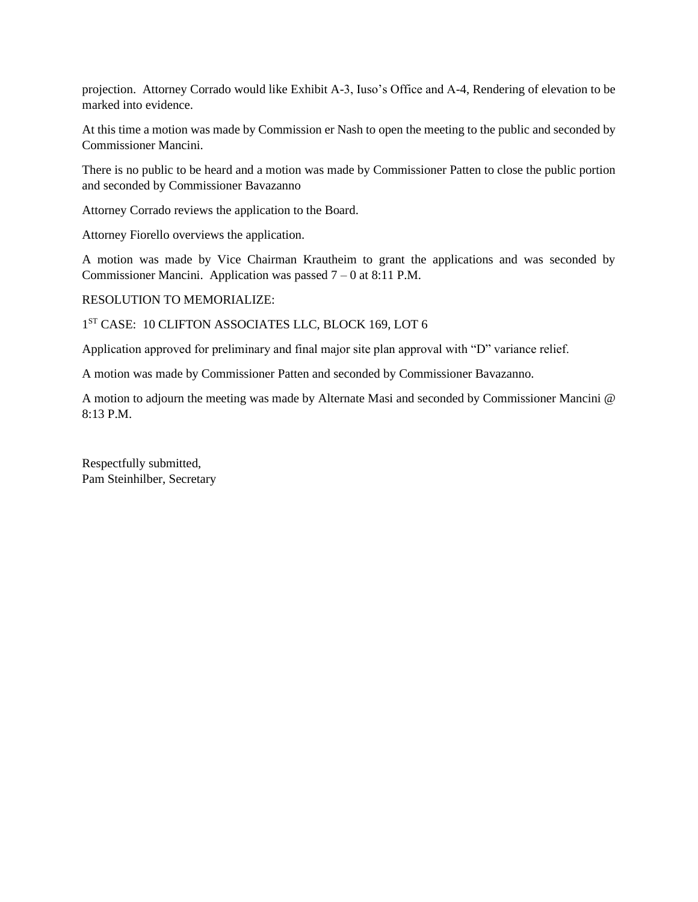projection. Attorney Corrado would like Exhibit A-3, Iuso's Office and A-4, Rendering of elevation to be marked into evidence.

At this time a motion was made by Commission er Nash to open the meeting to the public and seconded by Commissioner Mancini.

There is no public to be heard and a motion was made by Commissioner Patten to close the public portion and seconded by Commissioner Bavazanno

Attorney Corrado reviews the application to the Board.

Attorney Fiorello overviews the application.

A motion was made by Vice Chairman Krautheim to grant the applications and was seconded by Commissioner Mancini. Application was passed 7 – 0 at 8:11 P.M.

RESOLUTION TO MEMORIALIZE:

1ST CASE: 10 CLIFTON ASSOCIATES LLC, BLOCK 169, LOT 6

Application approved for preliminary and final major site plan approval with "D" variance relief.

A motion was made by Commissioner Patten and seconded by Commissioner Bavazanno.

A motion to adjourn the meeting was made by Alternate Masi and seconded by Commissioner Mancini @ 8:13 P.M.

Respectfully submitted,
Pam Steinhilber, Secretary